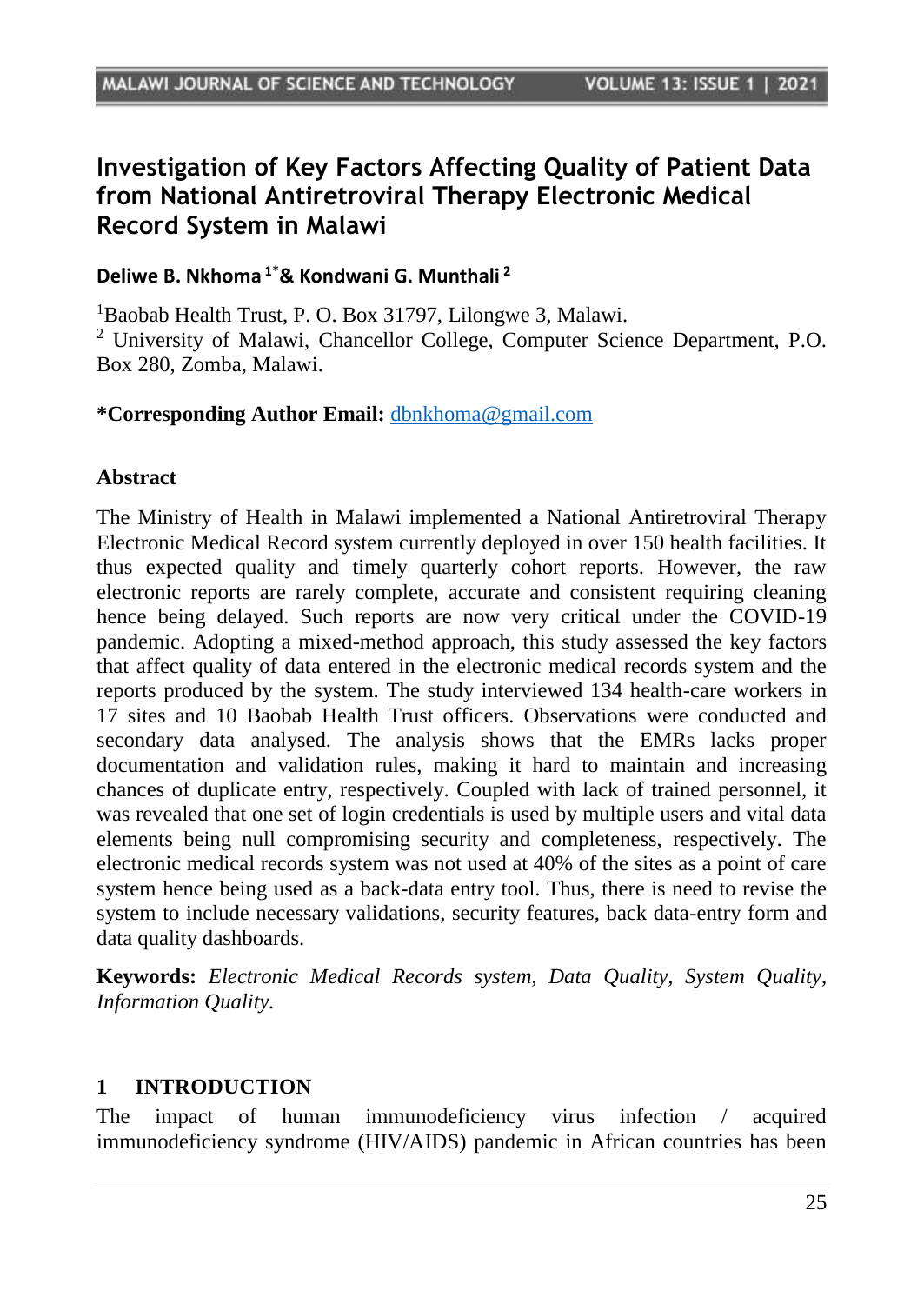# Investigation of Key Factors Affecting Quality of Patient Data from National Antiretroviral Therapy Electronic Medical Record System in Malawi

**Deliwe B. Nkhoma [1*] & Kondwani G. Munthali [2]**

[1]Baobab Health Trust, P. O. Box 31797, Lilongwe 3, Malawi.
[2] University of Malawi, Chancellor College, Computer Science Department, P.O. Box 280, Zomba, Malawi.

**\*Corresponding Author Email:** dbnkhoma@gmail.com

### Abstract

The Ministry of Health in Malawi implemented a National Antiretroviral Therapy Electronic Medical Record system currently deployed in over 150 health facilities. It thus expected quality and timely quarterly cohort reports. However, the raw electronic reports are rarely complete, accurate and consistent requiring cleaning hence being delayed. Such reports are now very critical under the COVID-19 pandemic. Adopting a mixed-method approach, this study assessed the key factors that affect quality of data entered in the electronic medical records system and the reports produced by the system. The study interviewed 134 health-care workers in 17 sites and 10 Baobab Health Trust officers. Observations were conducted and secondary data analysed. The analysis shows that the EMRs lacks proper documentation and validation rules, making it hard to maintain and increasing chances of duplicate entry, respectively. Coupled with lack of trained personnel, it was revealed that one set of login credentials is used by multiple users and vital data elements being null compromising security and completeness, respectively. The electronic medical records system was not used at 40% of the sites as a point of care system hence being used as a back-data entry tool. Thus, there is need to revise the system to include necessary validations, security features, back data-entry form and data quality dashboards.

**Keywords:** *Electronic Medical Records system, Data Quality, System Quality, Information Quality.*

## 1 INTRODUCTION

The impact of human immunodeficiency virus infection / acquired immunodeficiency syndrome (HIV/AIDS) pandemic in African countries has been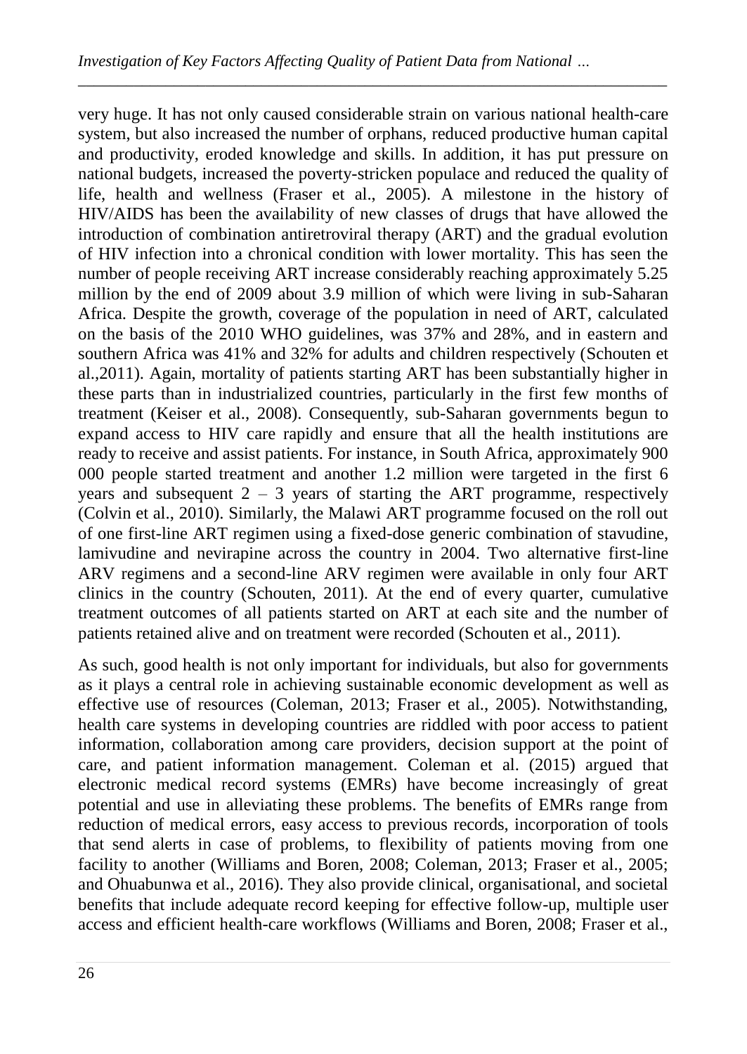very huge. It has not only caused considerable strain on various national health-care system, but also increased the number of orphans, reduced productive human capital and productivity, eroded knowledge and skills. In addition, it has put pressure on national budgets, increased the poverty-stricken populace and reduced the quality of life, health and wellness (Fraser et al., 2005). A milestone in the history of HIV/AIDS has been the availability of new classes of drugs that have allowed the introduction of combination antiretroviral therapy (ART) and the gradual evolution of HIV infection into a chronical condition with lower mortality. This has seen the number of people receiving ART increase considerably reaching approximately 5.25 million by the end of 2009 about 3.9 million of which were living in sub-Saharan Africa. Despite the growth, coverage of the population in need of ART, calculated on the basis of the 2010 WHO guidelines, was 37% and 28%, and in eastern and southern Africa was 41% and 32% for adults and children respectively (Schouten et al.,2011). Again, mortality of patients starting ART has been substantially higher in these parts than in industrialized countries, particularly in the first few months of treatment (Keiser et al., 2008). Consequently, sub-Saharan governments begun to expand access to HIV care rapidly and ensure that all the health institutions are ready to receive and assist patients. For instance, in South Africa, approximately 900 000 people started treatment and another 1.2 million were targeted in the first 6 years and subsequent 2 – 3 years of starting the ART programme, respectively (Colvin et al., 2010). Similarly, the Malawi ART programme focused on the roll out of one first-line ART regimen using a fixed-dose generic combination of stavudine, lamivudine and nevirapine across the country in 2004. Two alternative first-line ARV regimens and a second-line ARV regimen were available in only four ART clinics in the country (Schouten, 2011). At the end of every quarter, cumulative treatment outcomes of all patients started on ART at each site and the number of patients retained alive and on treatment were recorded (Schouten et al., 2011).

As such, good health is not only important for individuals, but also for governments as it plays a central role in achieving sustainable economic development as well as effective use of resources (Coleman, 2013; Fraser et al., 2005). Notwithstanding, health care systems in developing countries are riddled with poor access to patient information, collaboration among care providers, decision support at the point of care, and patient information management. Coleman et al. (2015) argued that electronic medical record systems (EMRs) have become increasingly of great potential and use in alleviating these problems. The benefits of EMRs range from reduction of medical errors, easy access to previous records, incorporation of tools that send alerts in case of problems, to flexibility of patients moving from one facility to another (Williams and Boren, 2008; Coleman, 2013; Fraser et al., 2005; and Ohuabunwa et al., 2016). They also provide clinical, organisational, and societal benefits that include adequate record keeping for effective follow-up, multiple user access and efficient health-care workflows (Williams and Boren, 2008; Fraser et al.,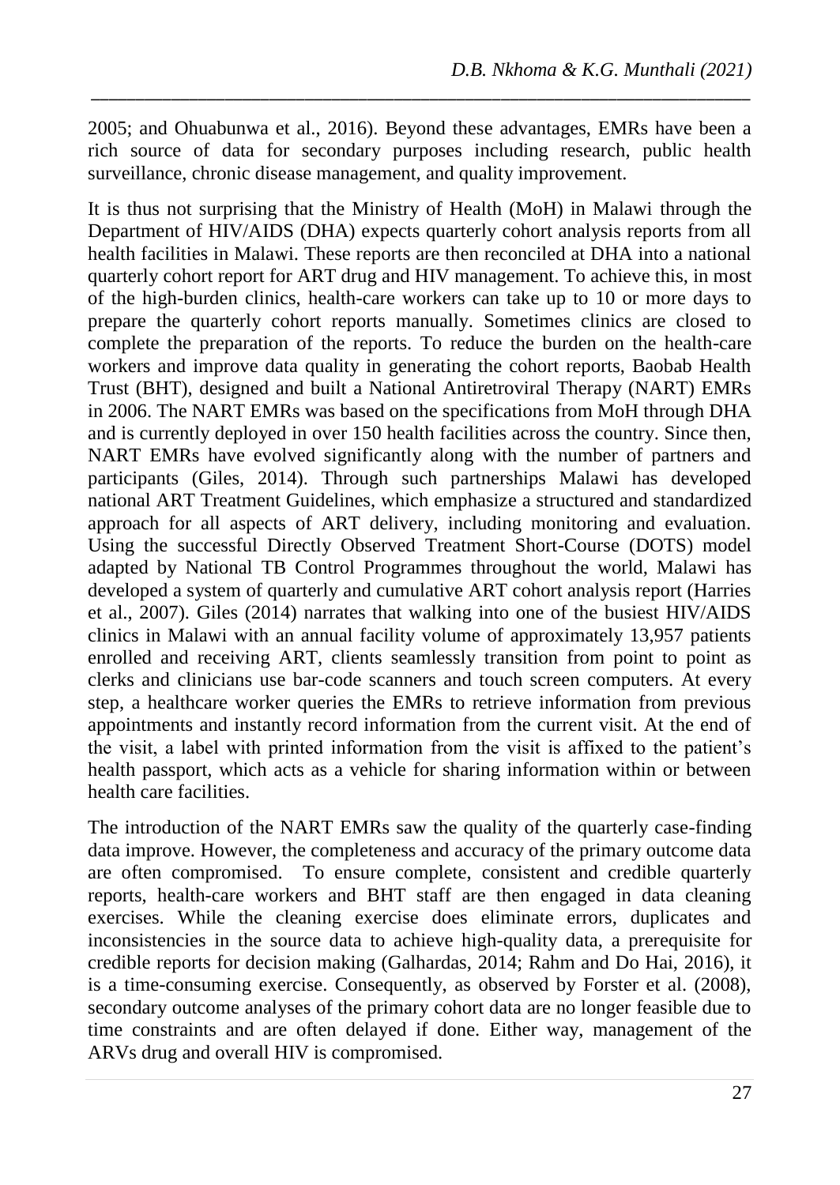2005; and Ohuabunwa et al., 2016). Beyond these advantages, EMRs have been a rich source of data for secondary purposes including research, public health surveillance, chronic disease management, and quality improvement.

It is thus not surprising that the Ministry of Health (MoH) in Malawi through the Department of HIV/AIDS (DHA) expects quarterly cohort analysis reports from all health facilities in Malawi. These reports are then reconciled at DHA into a national quarterly cohort report for ART drug and HIV management. To achieve this, in most of the high-burden clinics, health-care workers can take up to 10 or more days to prepare the quarterly cohort reports manually. Sometimes clinics are closed to complete the preparation of the reports. To reduce the burden on the health-care workers and improve data quality in generating the cohort reports, Baobab Health Trust (BHT), designed and built a National Antiretroviral Therapy (NART) EMRs in 2006. The NART EMRs was based on the specifications from MoH through DHA and is currently deployed in over 150 health facilities across the country. Since then, NART EMRs have evolved significantly along with the number of partners and participants (Giles, 2014). Through such partnerships Malawi has developed national ART Treatment Guidelines, which emphasize a structured and standardized approach for all aspects of ART delivery, including monitoring and evaluation. Using the successful Directly Observed Treatment Short-Course (DOTS) model adapted by National TB Control Programmes throughout the world, Malawi has developed a system of quarterly and cumulative ART cohort analysis report (Harries et al., 2007). Giles (2014) narrates that walking into one of the busiest HIV/AIDS clinics in Malawi with an annual facility volume of approximately 13,957 patients enrolled and receiving ART, clients seamlessly transition from point to point as clerks and clinicians use bar-code scanners and touch screen computers. At every step, a healthcare worker queries the EMRs to retrieve information from previous appointments and instantly record information from the current visit. At the end of the visit, a label with printed information from the visit is affixed to the patient's health passport, which acts as a vehicle for sharing information within or between health care facilities.

The introduction of the NART EMRs saw the quality of the quarterly case-finding data improve. However, the completeness and accuracy of the primary outcome data are often compromised. To ensure complete, consistent and credible quarterly reports, health-care workers and BHT staff are then engaged in data cleaning exercises. While the cleaning exercise does eliminate errors, duplicates and inconsistencies in the source data to achieve high-quality data, a prerequisite for credible reports for decision making (Galhardas, 2014; Rahm and Do Hai, 2016), it is a time-consuming exercise. Consequently, as observed by Forster et al. (2008), secondary outcome analyses of the primary cohort data are no longer feasible due to time constraints and are often delayed if done. Either way, management of the ARVs drug and overall HIV is compromised.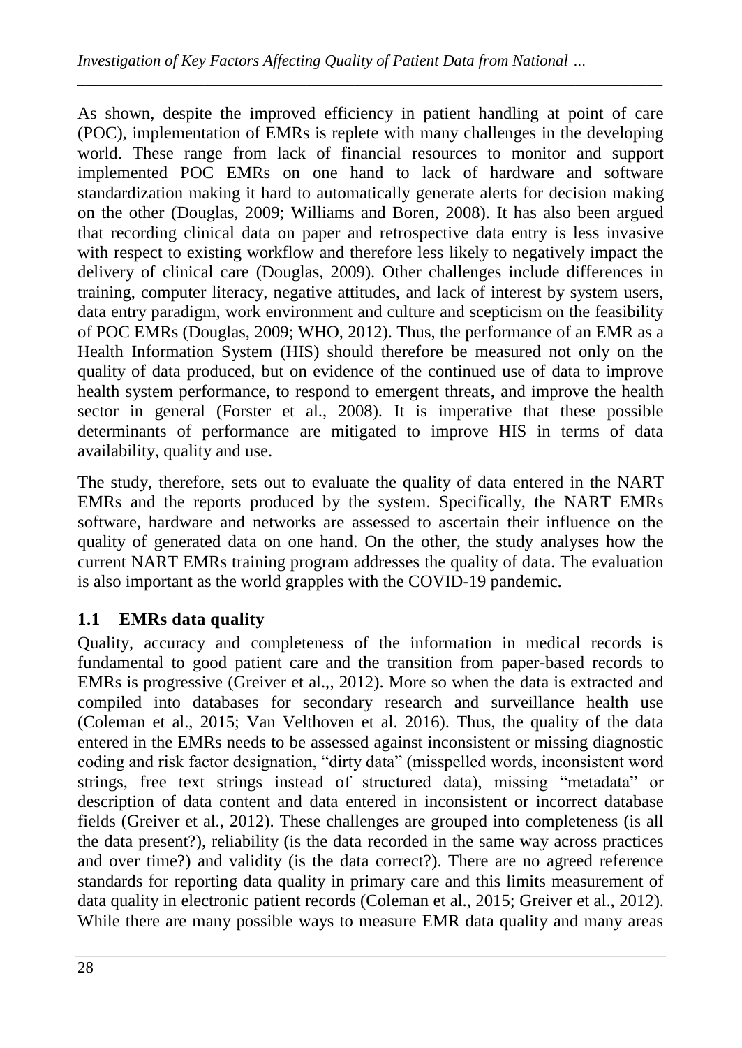As shown, despite the improved efficiency in patient handling at point of care (POC), implementation of EMRs is replete with many challenges in the developing world. These range from lack of financial resources to monitor and support implemented POC EMRs on one hand to lack of hardware and software standardization making it hard to automatically generate alerts for decision making on the other (Douglas, 2009; Williams and Boren, 2008). It has also been argued that recording clinical data on paper and retrospective data entry is less invasive with respect to existing workflow and therefore less likely to negatively impact the delivery of clinical care (Douglas, 2009). Other challenges include differences in training, computer literacy, negative attitudes, and lack of interest by system users, data entry paradigm, work environment and culture and scepticism on the feasibility of POC EMRs (Douglas, 2009; WHO, 2012). Thus, the performance of an EMR as a Health Information System (HIS) should therefore be measured not only on the quality of data produced, but on evidence of the continued use of data to improve health system performance, to respond to emergent threats, and improve the health sector in general (Forster et al., 2008). It is imperative that these possible determinants of performance are mitigated to improve HIS in terms of data availability, quality and use.

The study, therefore, sets out to evaluate the quality of data entered in the NART EMRs and the reports produced by the system. Specifically, the NART EMRs software, hardware and networks are assessed to ascertain their influence on the quality of generated data on one hand. On the other, the study analyses how the current NART EMRs training program addresses the quality of data. The evaluation is also important as the world grapples with the COVID-19 pandemic.

## 1.1 EMRs data quality

Quality, accuracy and completeness of the information in medical records is fundamental to good patient care and the transition from paper-based records to EMRs is progressive (Greiver et al.,, 2012). More so when the data is extracted and compiled into databases for secondary research and surveillance health use (Coleman et al., 2015; Van Velthoven et al. 2016). Thus, the quality of the data entered in the EMRs needs to be assessed against inconsistent or missing diagnostic coding and risk factor designation, "dirty data" (misspelled words, inconsistent word strings, free text strings instead of structured data), missing "metadata" or description of data content and data entered in inconsistent or incorrect database fields (Greiver et al., 2012). These challenges are grouped into completeness (is all the data present?), reliability (is the data recorded in the same way across practices and over time?) and validity (is the data correct?). There are no agreed reference standards for reporting data quality in primary care and this limits measurement of data quality in electronic patient records (Coleman et al., 2015; Greiver et al., 2012). While there are many possible ways to measure EMR data quality and many areas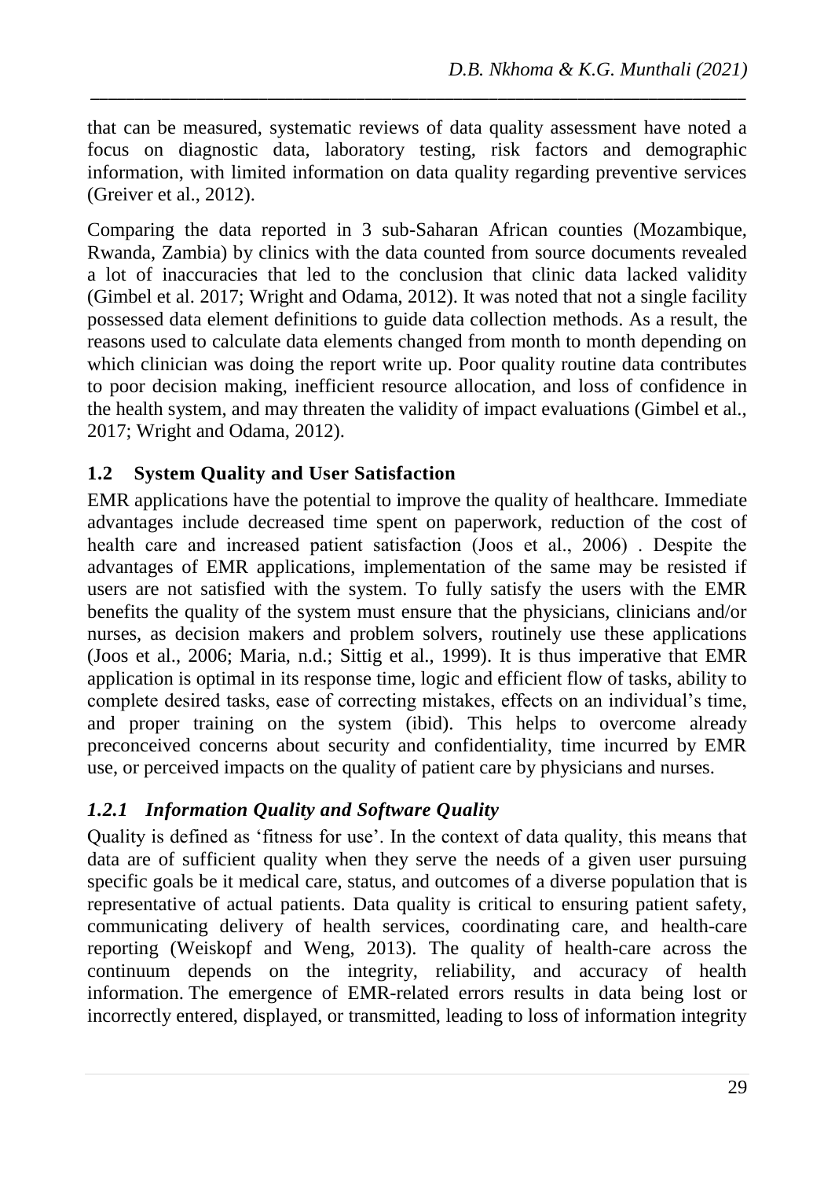that can be measured, systematic reviews of data quality assessment have noted a focus on diagnostic data, laboratory testing, risk factors and demographic information, with limited information on data quality regarding preventive services (Greiver et al., 2012).

Comparing the data reported in 3 sub-Saharan African counties (Mozambique, Rwanda, Zambia) by clinics with the data counted from source documents revealed a lot of inaccuracies that led to the conclusion that clinic data lacked validity (Gimbel et al. 2017; Wright and Odama, 2012). It was noted that not a single facility possessed data element definitions to guide data collection methods. As a result, the reasons used to calculate data elements changed from month to month depending on which clinician was doing the report write up. Poor quality routine data contributes to poor decision making, inefficient resource allocation, and loss of confidence in the health system, and may threaten the validity of impact evaluations (Gimbel et al., 2017; Wright and Odama, 2012).

## 1.2 System Quality and User Satisfaction

EMR applications have the potential to improve the quality of healthcare. Immediate advantages include decreased time spent on paperwork, reduction of the cost of health care and increased patient satisfaction (Joos et al., 2006) . Despite the advantages of EMR applications, implementation of the same may be resisted if users are not satisfied with the system. To fully satisfy the users with the EMR benefits the quality of the system must ensure that the physicians, clinicians and/or nurses, as decision makers and problem solvers, routinely use these applications (Joos et al., 2006; Maria, n.d.; Sittig et al., 1999). It is thus imperative that EMR application is optimal in its response time, logic and efficient flow of tasks, ability to complete desired tasks, ease of correcting mistakes, effects on an individual's time, and proper training on the system (ibid). This helps to overcome already preconceived concerns about security and confidentiality, time incurred by EMR use, or perceived impacts on the quality of patient care by physicians and nurses.

### *1.2.1 Information Quality and Software Quality*

Quality is defined as 'fitness for use'. In the context of data quality, this means that data are of sufficient quality when they serve the needs of a given user pursuing specific goals be it medical care, status, and outcomes of a diverse population that is representative of actual patients. Data quality is critical to ensuring patient safety, communicating delivery of health services, coordinating care, and health-care reporting (Weiskopf and Weng, 2013). The quality of health-care across the continuum depends on the integrity, reliability, and accuracy of health information. The emergence of EMR-related errors results in data being lost or incorrectly entered, displayed, or transmitted, leading to loss of information integrity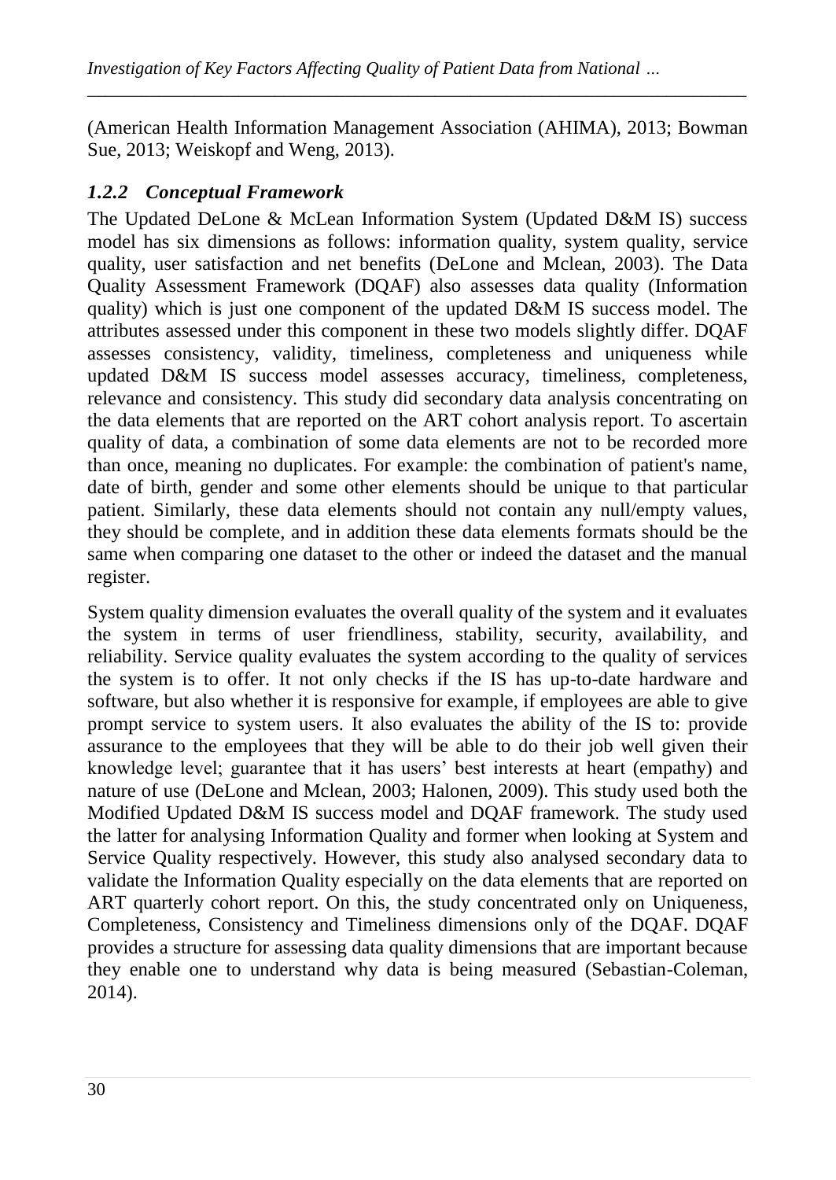(American Health Information Management Association (AHIMA), 2013; Bowman Sue, 2013; Weiskopf and Weng, 2013).

### *1.2.2 Conceptual Framework*

The Updated DeLone & McLean Information System (Updated D&M IS) success model has six dimensions as follows: information quality, system quality, service quality, user satisfaction and net benefits (DeLone and Mclean, 2003). The Data Quality Assessment Framework (DQAF) also assesses data quality (Information quality) which is just one component of the updated D&M IS success model. The attributes assessed under this component in these two models slightly differ. DQAF assesses consistency, validity, timeliness, completeness and uniqueness while updated D&M IS success model assesses accuracy, timeliness, completeness, relevance and consistency. This study did secondary data analysis concentrating on the data elements that are reported on the ART cohort analysis report. To ascertain quality of data, a combination of some data elements are not to be recorded more than once, meaning no duplicates. For example: the combination of patient's name, date of birth, gender and some other elements should be unique to that particular patient. Similarly, these data elements should not contain any null/empty values, they should be complete, and in addition these data elements formats should be the same when comparing one dataset to the other or indeed the dataset and the manual register.

System quality dimension evaluates the overall quality of the system and it evaluates the system in terms of user friendliness, stability, security, availability, and reliability. Service quality evaluates the system according to the quality of services the system is to offer. It not only checks if the IS has up-to-date hardware and software, but also whether it is responsive for example, if employees are able to give prompt service to system users. It also evaluates the ability of the IS to: provide assurance to the employees that they will be able to do their job well given their knowledge level; guarantee that it has users' best interests at heart (empathy) and nature of use (DeLone and Mclean, 2003; Halonen, 2009). This study used both the Modified Updated D&M IS success model and DQAF framework. The study used the latter for analysing Information Quality and former when looking at System and Service Quality respectively. However, this study also analysed secondary data to validate the Information Quality especially on the data elements that are reported on ART quarterly cohort report. On this, the study concentrated only on Uniqueness, Completeness, Consistency and Timeliness dimensions only of the DQAF. DQAF provides a structure for assessing data quality dimensions that are important because they enable one to understand why data is being measured (Sebastian-Coleman, 2014).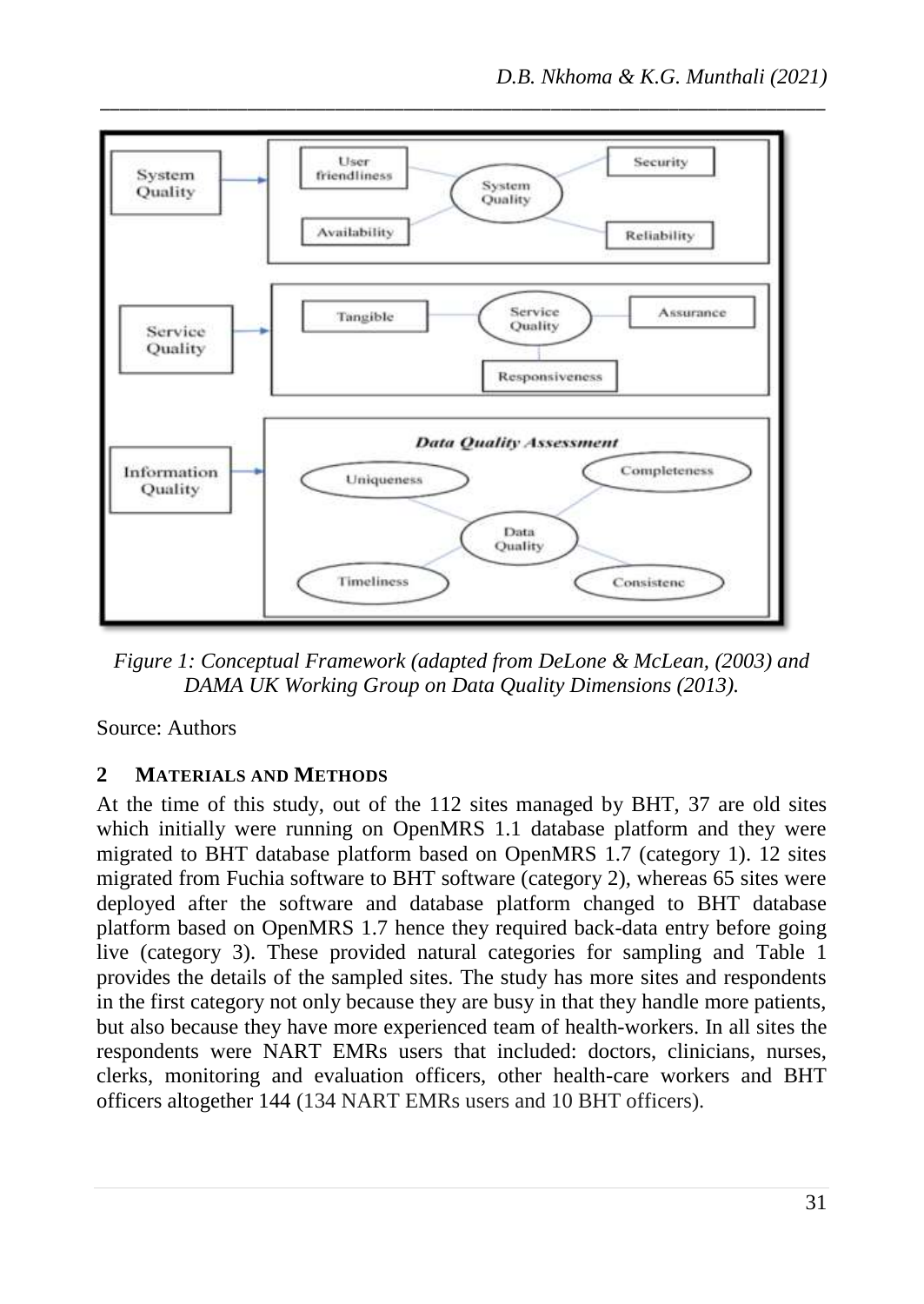Figure 1: Conceptual Framework (adapted from DeLone & McLean, (2003) and DAMA UK Working Group on Data Quality Dimensions (2013).

Source: Authors

## 2 Materials and Methods

At the time of this study, out of the 112 sites managed by BHT, 37 are old sites which initially were running on OpenMRS 1.1 database platform and they were migrated to BHT database platform based on OpenMRS 1.7 (category 1). 12 sites migrated from Fuchia software to BHT software (category 2), whereas 65 sites were deployed after the software and database platform changed to BHT database platform based on OpenMRS 1.7 hence they required back-data entry before going live (category 3). These provided natural categories for sampling and Table 1 provides the details of the sampled sites. The study has more sites and respondents in the first category not only because they are busy in that they handle more patients, but also because they have more experienced team of health-workers. In all sites the respondents were NART EMRs users that included: doctors, clinicians, nurses, clerks, monitoring and evaluation officers, other health-care workers and BHT officers altogether 144 (134 NART EMRs users and 10 BHT officers).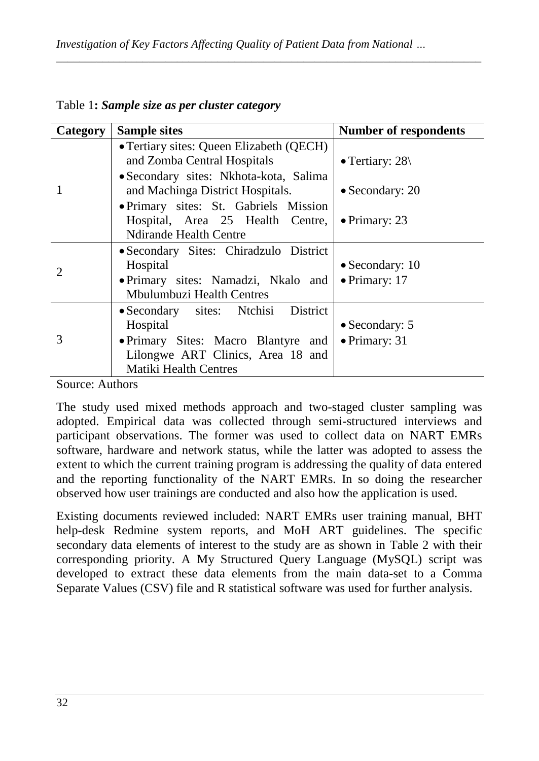Table 1**: *Sample size as per cluster category***

| Category | Sample sites | Number of respondents |
|---|---|---|
| 1 | • Tertiary sites: Queen Elizabeth (QECH) and Zomba Central Hospitals<br>• Secondary sites: Nkhota-kota, Salima and Machinga District Hospitals.<br>• Primary sites: St. Gabriels Mission Hospital, Area 25 Health Centre, Ndirande Health Centre | • Tertiary: 28\<br>• Secondary: 20<br>• Primary: 23 |
| 2 | • Secondary Sites: Chiradzulo District Hospital<br>• Primary sites: Namadzi, Nkalo and Mbulumbuzi Health Centres | • Secondary: 10<br>• Primary: 17 |
| 3 | • Secondary sites: Ntchisi District Hospital<br>• Primary Sites: Macro Blantyre and Lilongwe ART Clinics, Area 18 and Matiki Health Centres | • Secondary: 5<br>• Primary: 31 |

Source: Authors

The study used mixed methods approach and two-staged cluster sampling was adopted. Empirical data was collected through semi-structured interviews and participant observations. The former was used to collect data on NART EMRs software, hardware and network status, while the latter was adopted to assess the extent to which the current training program is addressing the quality of data entered and the reporting functionality of the NART EMRs. In so doing the researcher observed how user trainings are conducted and also how the application is used.

Existing documents reviewed included: NART EMRs user training manual, BHT help-desk Redmine system reports, and MoH ART guidelines. The specific secondary data elements of interest to the study are as shown in Table 2 with their corresponding priority. A My Structured Query Language (MySQL) script was developed to extract these data elements from the main data-set to a Comma Separate Values (CSV) file and R statistical software was used for further analysis.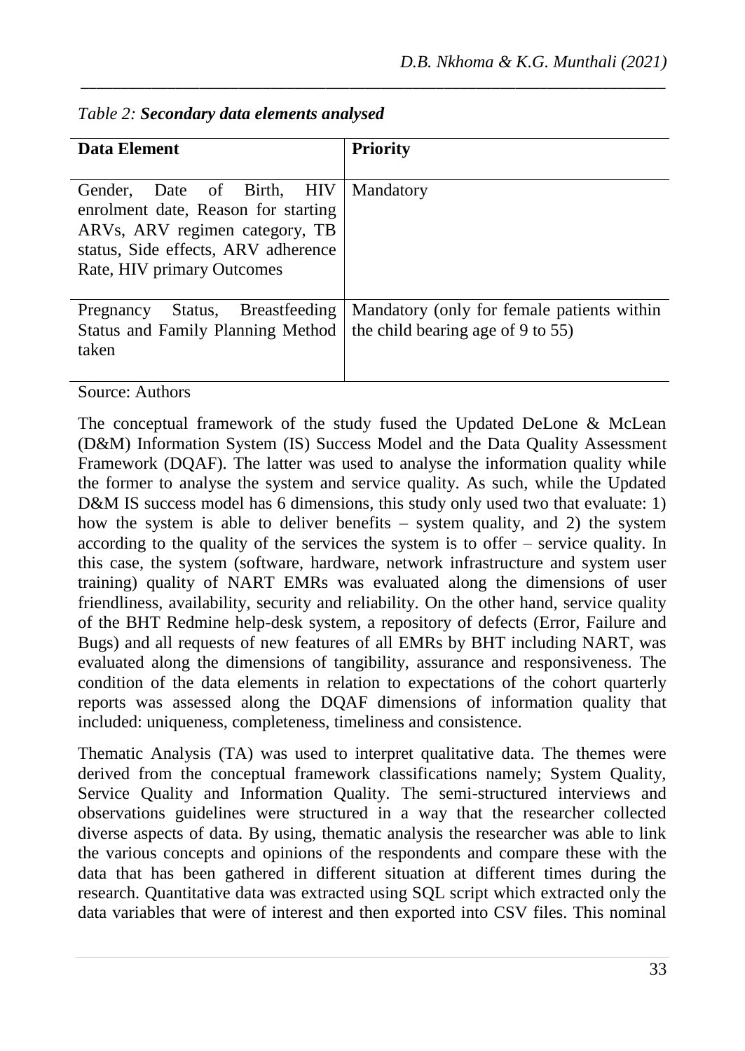*Table 2: **Secondary data elements analysed***

| Data Element | Priority |
|---|---|
| Gender, Date of Birth, HIV enrolment date, Reason for starting ARVs, ARV regimen category, TB status, Side effects, ARV adherence Rate, HIV primary Outcomes | Mandatory |
| Pregnancy Status, Breastfeeding Status and Family Planning Method taken | Mandatory (only for female patients within the child bearing age of 9 to 55) |

Source: Authors

The conceptual framework of the study fused the Updated DeLone & McLean (D&M) Information System (IS) Success Model and the Data Quality Assessment Framework (DQAF). The latter was used to analyse the information quality while the former to analyse the system and service quality. As such, while the Updated D&M IS success model has 6 dimensions, this study only used two that evaluate: 1) how the system is able to deliver benefits – system quality, and 2) the system according to the quality of the services the system is to offer – service quality. In this case, the system (software, hardware, network infrastructure and system user training) quality of NART EMRs was evaluated along the dimensions of user friendliness, availability, security and reliability. On the other hand, service quality of the BHT Redmine help-desk system, a repository of defects (Error, Failure and Bugs) and all requests of new features of all EMRs by BHT including NART, was evaluated along the dimensions of tangibility, assurance and responsiveness. The condition of the data elements in relation to expectations of the cohort quarterly reports was assessed along the DQAF dimensions of information quality that included: uniqueness, completeness, timeliness and consistence.

Thematic Analysis (TA) was used to interpret qualitative data. The themes were derived from the conceptual framework classifications namely; System Quality, Service Quality and Information Quality. The semi-structured interviews and observations guidelines were structured in a way that the researcher collected diverse aspects of data. By using, thematic analysis the researcher was able to link the various concepts and opinions of the respondents and compare these with the data that has been gathered in different situation at different times during the research. Quantitative data was extracted using SQL script which extracted only the data variables that were of interest and then exported into CSV files. This nominal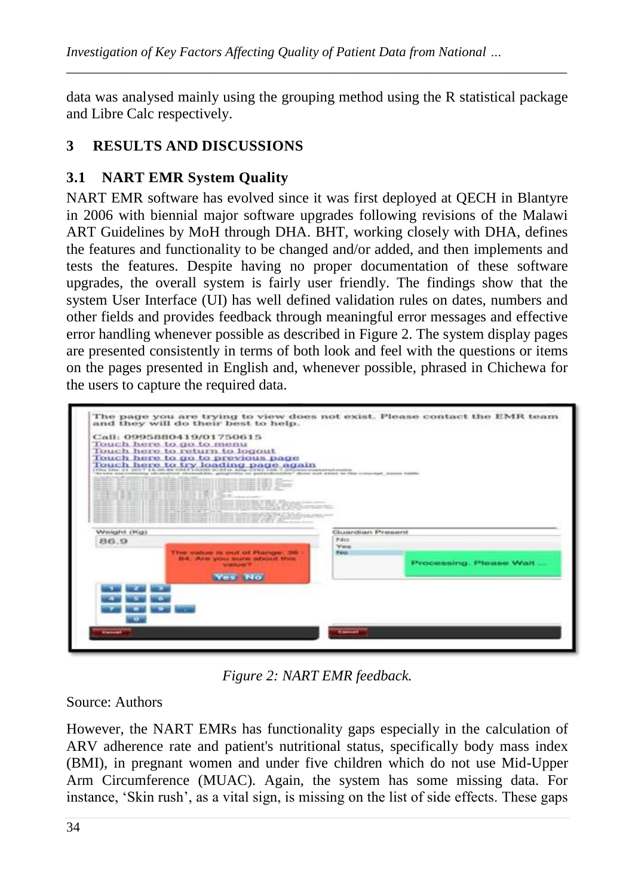data was analysed mainly using the grouping method using the R statistical package and Libre Calc respectively.

## 3 RESULTS AND DISCUSSIONS

### 3.1 NART EMR System Quality

NART EMR software has evolved since it was first deployed at QECH in Blantyre in 2006 with biennial major software upgrades following revisions of the Malawi ART Guidelines by MoH through DHA. BHT, working closely with DHA, defines the features and functionality to be changed and/or added, and then implements and tests the features. Despite having no proper documentation of these software upgrades, the overall system is fairly user friendly. The findings show that the system User Interface (UI) has well defined validation rules on dates, numbers and other fields and provides feedback through meaningful error messages and effective error handling whenever possible as described in Figure 2. The system display pages are presented consistently in terms of both look and feel with the questions or items on the pages presented in English and, whenever possible, phrased in Chichewa for the users to capture the required data.

*Figure 2: NART EMR feedback.*

Source: Authors

However, the NART EMRs has functionality gaps especially in the calculation of ARV adherence rate and patient's nutritional status, specifically body mass index (BMI), in pregnant women and under five children which do not use Mid-Upper Arm Circumference (MUAC). Again, the system has some missing data. For instance, 'Skin rush', as a vital sign, is missing on the list of side effects. These gaps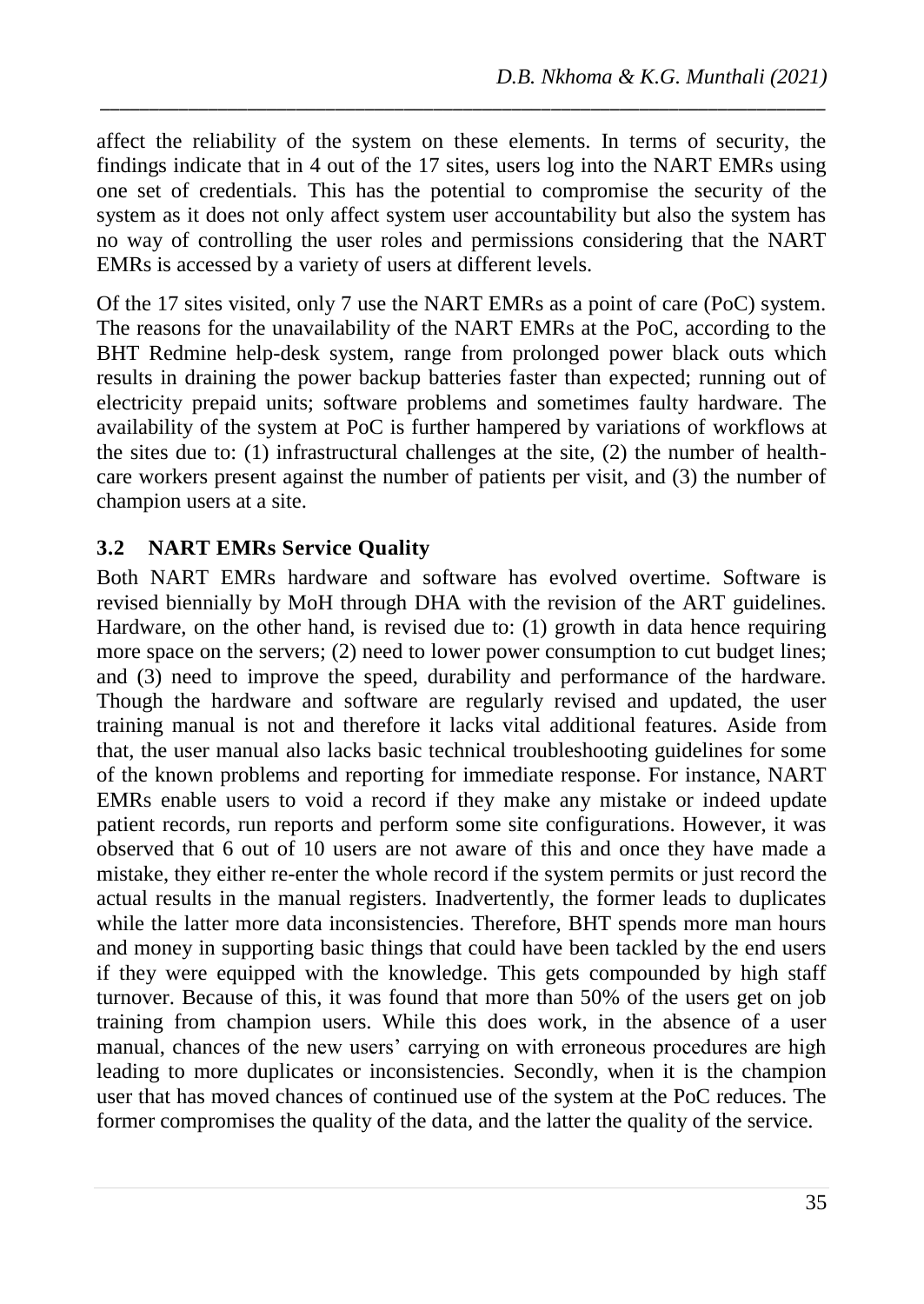affect the reliability of the system on these elements. In terms of security, the findings indicate that in 4 out of the 17 sites, users log into the NART EMRs using one set of credentials. This has the potential to compromise the security of the system as it does not only affect system user accountability but also the system has no way of controlling the user roles and permissions considering that the NART EMRs is accessed by a variety of users at different levels.

Of the 17 sites visited, only 7 use the NART EMRs as a point of care (PoC) system. The reasons for the unavailability of the NART EMRs at the PoC, according to the BHT Redmine help-desk system, range from prolonged power black outs which results in draining the power backup batteries faster than expected; running out of electricity prepaid units; software problems and sometimes faulty hardware. The availability of the system at PoC is further hampered by variations of workflows at the sites due to: (1) infrastructural challenges at the site, (2) the number of health-care workers present against the number of patients per visit, and (3) the number of champion users at a site.

### 3.2 NART EMRs Service Quality

Both NART EMRs hardware and software has evolved overtime. Software is revised biennially by MoH through DHA with the revision of the ART guidelines. Hardware, on the other hand, is revised due to: (1) growth in data hence requiring more space on the servers; (2) need to lower power consumption to cut budget lines; and (3) need to improve the speed, durability and performance of the hardware. Though the hardware and software are regularly revised and updated, the user training manual is not and therefore it lacks vital additional features. Aside from that, the user manual also lacks basic technical troubleshooting guidelines for some of the known problems and reporting for immediate response. For instance, NART EMRs enable users to void a record if they make any mistake or indeed update patient records, run reports and perform some site configurations. However, it was observed that 6 out of 10 users are not aware of this and once they have made a mistake, they either re-enter the whole record if the system permits or just record the actual results in the manual registers. Inadvertently, the former leads to duplicates while the latter more data inconsistencies. Therefore, BHT spends more man hours and money in supporting basic things that could have been tackled by the end users if they were equipped with the knowledge. This gets compounded by high staff turnover. Because of this, it was found that more than 50% of the users get on job training from champion users. While this does work, in the absence of a user manual, chances of the new users' carrying on with erroneous procedures are high leading to more duplicates or inconsistencies. Secondly, when it is the champion user that has moved chances of continued use of the system at the PoC reduces. The former compromises the quality of the data, and the latter the quality of the service.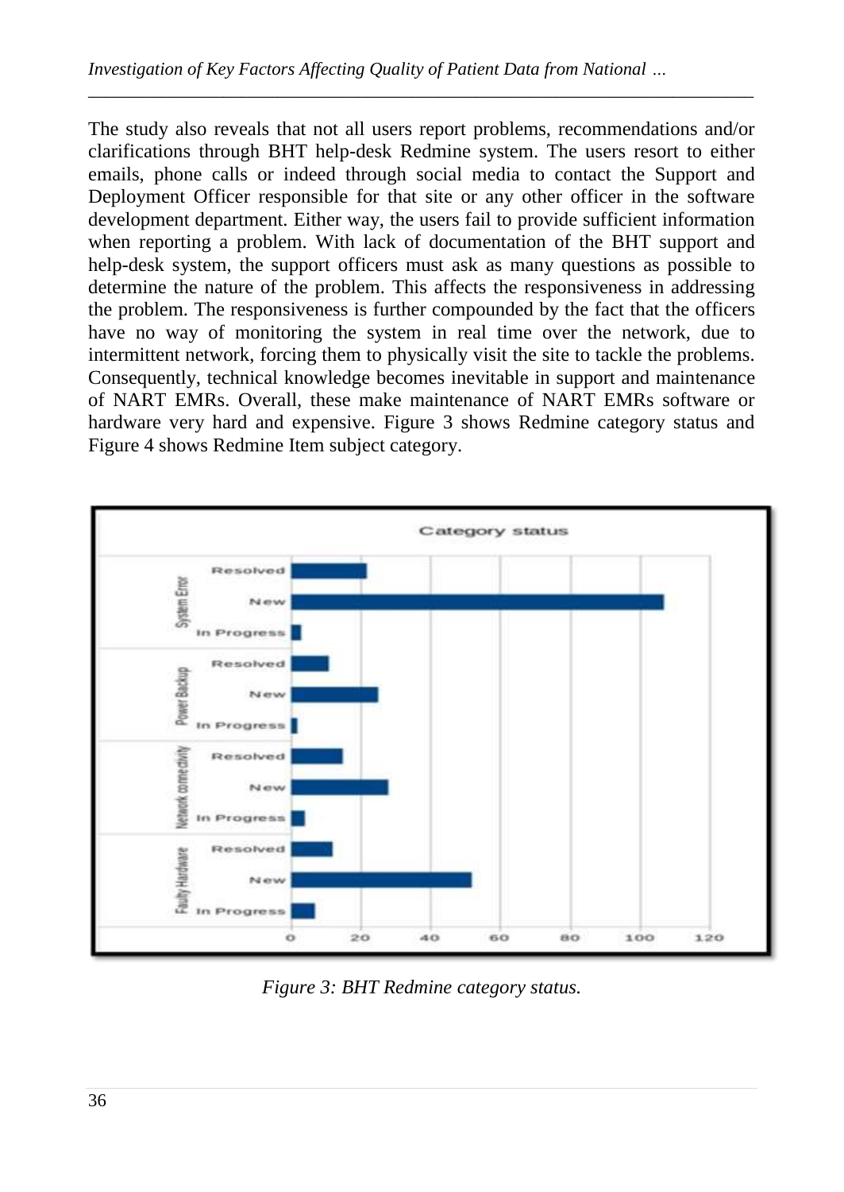The study also reveals that not all users report problems, recommendations and/or clarifications through BHT help-desk Redmine system. The users resort to either emails, phone calls or indeed through social media to contact the Support and Deployment Officer responsible for that site or any other officer in the software development department. Either way, the users fail to provide sufficient information when reporting a problem. With lack of documentation of the BHT support and help-desk system, the support officers must ask as many questions as possible to determine the nature of the problem. This affects the responsiveness in addressing the problem. The responsiveness is further compounded by the fact that the officers have no way of monitoring the system in real time over the network, due to intermittent network, forcing them to physically visit the site to tackle the problems. Consequently, technical knowledge becomes inevitable in support and maintenance of NART EMRs. Overall, these make maintenance of NART EMRs software or hardware very hard and expensive. Figure 3 shows Redmine category status and Figure 4 shows Redmine Item subject category.

*Figure 3: BHT Redmine category status.*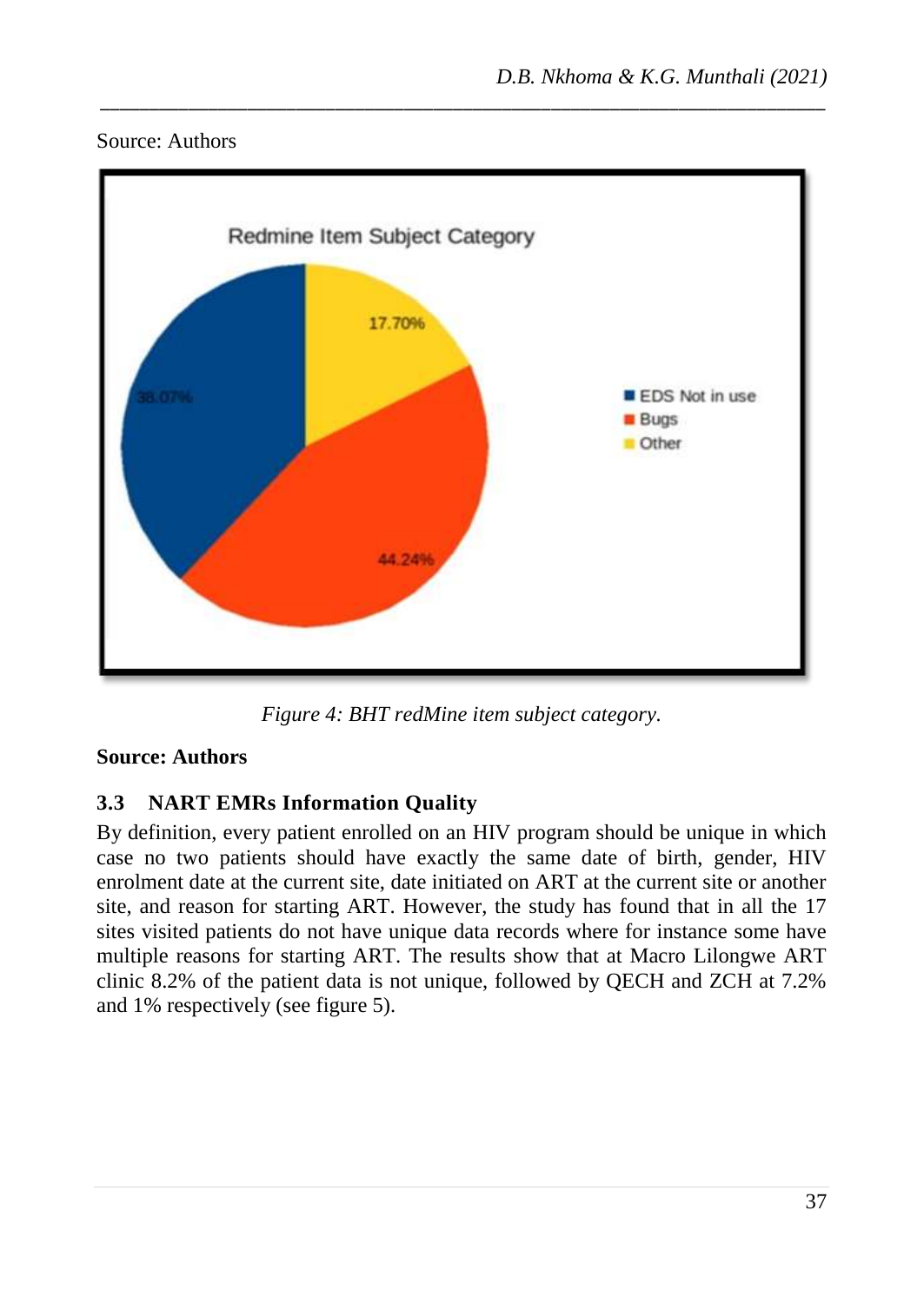Source: Authors

Figure 4: BHT redMine item subject category.

**Source: Authors**

### 3.3 NART EMRs Information Quality

By definition, every patient enrolled on an HIV program should be unique in which case no two patients should have exactly the same date of birth, gender, HIV enrolment date at the current site, date initiated on ART at the current site or another site, and reason for starting ART. However, the study has found that in all the 17 sites visited patients do not have unique data records where for instance some have multiple reasons for starting ART. The results show that at Macro Lilongwe ART clinic 8.2% of the patient data is not unique, followed by QECH and ZCH at 7.2% and 1% respectively (see figure 5).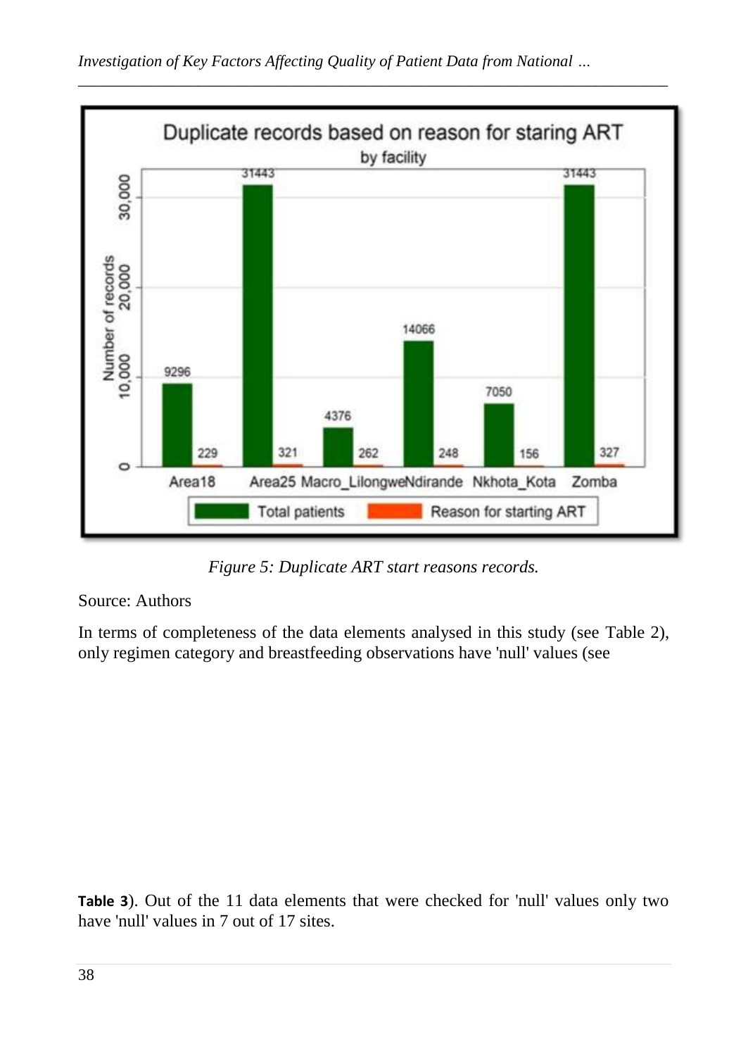*Figure 5: Duplicate ART start reasons records.*

Source: Authors

In terms of completeness of the data elements analysed in this study (see Table 2), only regimen category and breastfeeding observations have 'null' values (see

**Table 3**). Out of the 11 data elements that were checked for 'null' values only two have 'null' values in 7 out of 17 sites.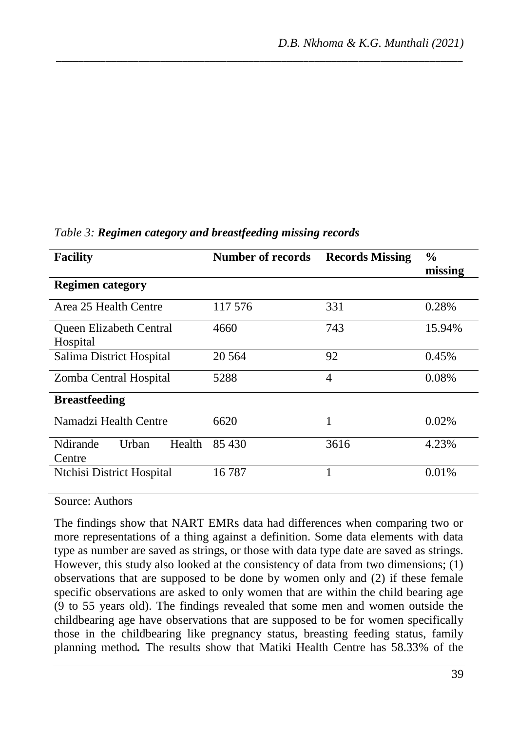*Table 3: **Regimen category and breastfeeding missing records***

| Facility | Number of records | Records Missing | % missing |
|---|---|---|---|
| **Regimen category** | | | |
| Area 25 Health Centre | 117 576 | 331 | 0.28% |
| Queen Elizabeth Central Hospital | 4660 | 743 | 15.94% |
| Salima District Hospital | 20 564 | 92 | 0.45% |
| Zomba Central Hospital | 5288 | 4 | 0.08% |
| **Breastfeeding** | | | |
| Namadzi Health Centre | 6620 | 1 | 0.02% |
| Ndirande Urban Health Centre | 85 430 | 3616 | 4.23% |
| Ntchisi District Hospital | 16 787 | 1 | 0.01% |

Source: Authors

The findings show that NART EMRs data had differences when comparing two or more representations of a thing against a definition. Some data elements with data type as number are saved as strings, or those with data type date are saved as strings. However, this study also looked at the consistency of data from two dimensions; (1) observations that are supposed to be done by women only and (2) if these female specific observations are asked to only women that are within the child bearing age (9 to 55 years old). The findings revealed that some men and women outside the childbearing age have observations that are supposed to be for women specifically those in the childbearing like pregnancy status, breasting feeding status, family planning method**.** The results show that Matiki Health Centre has 58.33% of the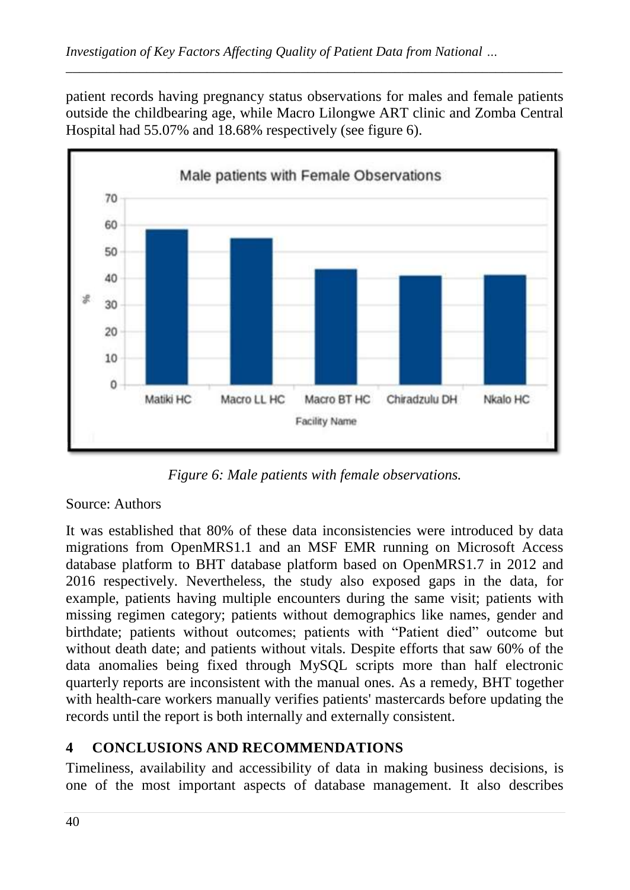patient records having pregnancy status observations for males and female patients outside the childbearing age, while Macro Lilongwe ART clinic and Zomba Central Hospital had 55.07% and 18.68% respectively (see figure 6).

*Figure 6: Male patients with female observations.*

Source: Authors

It was established that 80% of these data inconsistencies were introduced by data migrations from OpenMRS1.1 and an MSF EMR running on Microsoft Access database platform to BHT database platform based on OpenMRS1.7 in 2012 and 2016 respectively. Nevertheless, the study also exposed gaps in the data, for example, patients having multiple encounters during the same visit; patients with missing regimen category; patients without demographics like names, gender and birthdate; patients without outcomes; patients with "Patient died" outcome but without death date; and patients without vitals. Despite efforts that saw 60% of the data anomalies being fixed through MySQL scripts more than half electronic quarterly reports are inconsistent with the manual ones. As a remedy, BHT together with health-care workers manually verifies patients' mastercards before updating the records until the report is both internally and externally consistent.

## 4 CONCLUSIONS AND RECOMMENDATIONS

Timeliness, availability and accessibility of data in making business decisions, is one of the most important aspects of database management. It also describes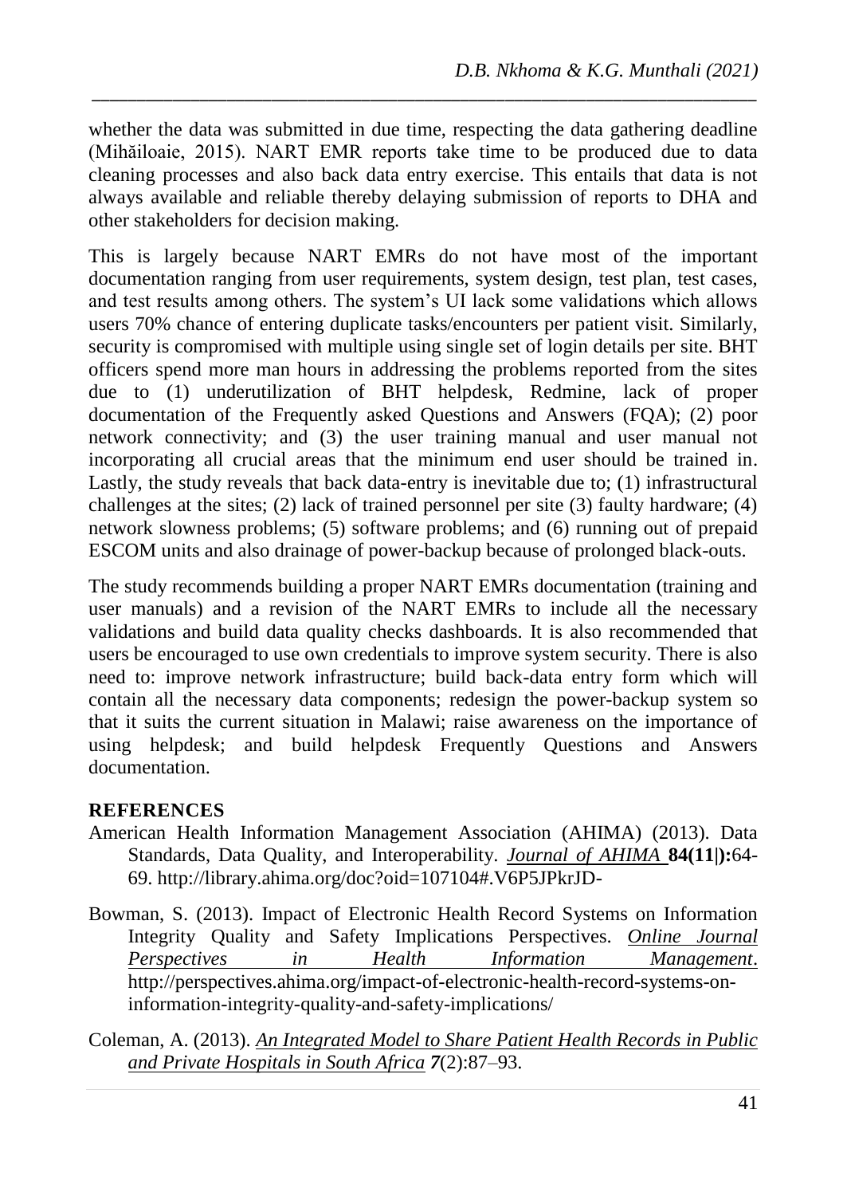whether the data was submitted in due time, respecting the data gathering deadline (Mihăiloaie, 2015). NART EMR reports take time to be produced due to data cleaning processes and also back data entry exercise. This entails that data is not always available and reliable thereby delaying submission of reports to DHA and other stakeholders for decision making.

This is largely because NART EMRs do not have most of the important documentation ranging from user requirements, system design, test plan, test cases, and test results among others. The system's UI lack some validations which allows users 70% chance of entering duplicate tasks/encounters per patient visit. Similarly, security is compromised with multiple using single set of login details per site. BHT officers spend more man hours in addressing the problems reported from the sites due to (1) underutilization of BHT helpdesk, Redmine, lack of proper documentation of the Frequently asked Questions and Answers (FQA); (2) poor network connectivity; and (3) the user training manual and user manual not incorporating all crucial areas that the minimum end user should be trained in. Lastly, the study reveals that back data-entry is inevitable due to; (1) infrastructural challenges at the sites; (2) lack of trained personnel per site (3) faulty hardware; (4) network slowness problems; (5) software problems; and (6) running out of prepaid ESCOM units and also drainage of power-backup because of prolonged black-outs.

The study recommends building a proper NART EMRs documentation (training and user manuals) and a revision of the NART EMRs to include all the necessary validations and build data quality checks dashboards. It is also recommended that users be encouraged to use own credentials to improve system security. There is also need to: improve network infrastructure; build back-data entry form which will contain all the necessary data components; redesign the power-backup system so that it suits the current situation in Malawi; raise awareness on the importance of using helpdesk; and build helpdesk Frequently Questions and Answers documentation.

## REFERENCES

American Health Information Management Association (AHIMA) (2013). Data Standards, Data Quality, and Interoperability. *Journal of AHIMA* **84(11|):**64-69. http://library.ahima.org/doc?oid=107104#.V6P5JPkrJD-

Bowman, S. (2013). Impact of Electronic Health Record Systems on Information Integrity Quality and Safety Implications Perspectives. *Online Journal Perspectives in Health Information Management*. http://perspectives.ahima.org/impact-of-electronic-health-record-systems-on-information-integrity-quality-and-safety-implications/

Coleman, A. (2013). *An Integrated Model to Share Patient Health Records in Public and Private Hospitals in South Africa* ***7***(2):87–93.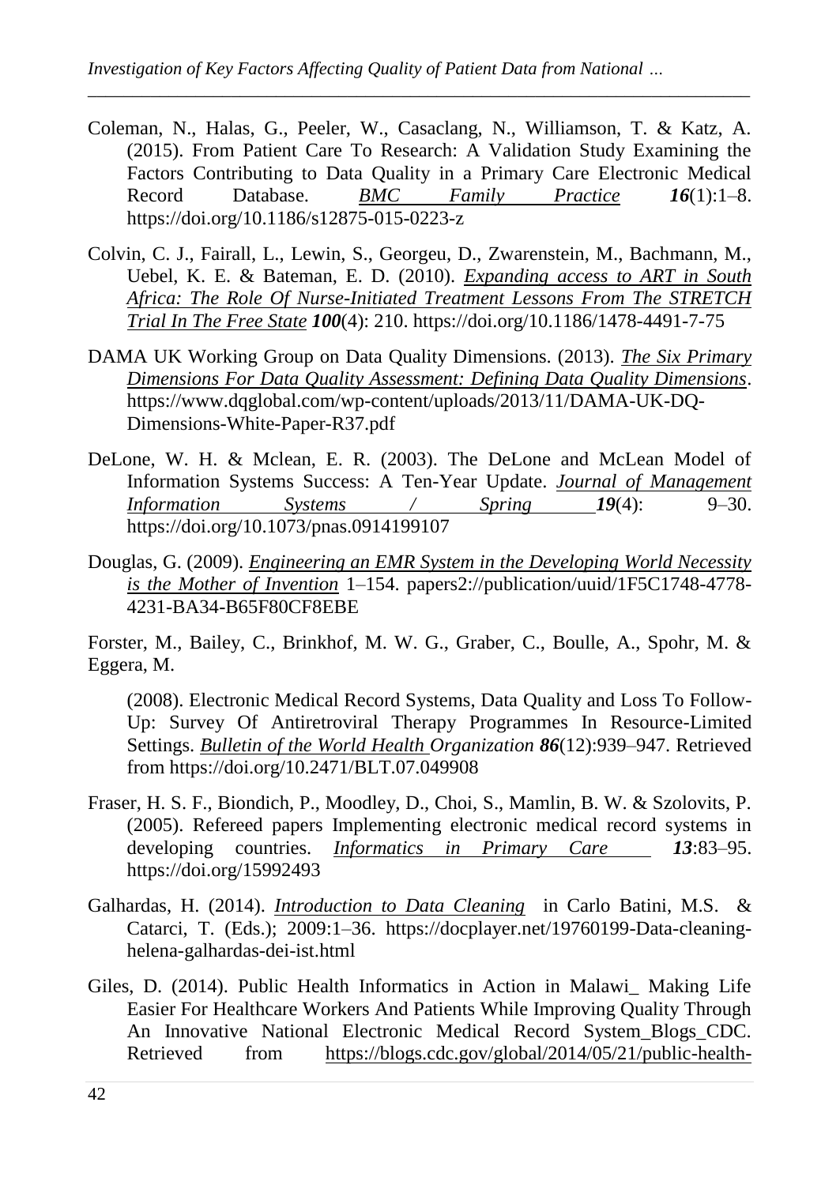Coleman, N., Halas, G., Peeler, W., Casaclang, N., Williamson, T. & Katz, A. (2015). From Patient Care To Research: A Validation Study Examining the Factors Contributing to Data Quality in a Primary Care Electronic Medical Record Database. *BMC Family Practice* ***16***(1):1–8. https://doi.org/10.1186/s12875-015-0223-z

Colvin, C. J., Fairall, L., Lewin, S., Georgeu, D., Zwarenstein, M., Bachmann, M., Uebel, K. E. & Bateman, E. D. (2010). *Expanding access to ART in South Africa: The Role Of Nurse-Initiated Treatment Lessons From The STRETCH Trial In The Free State* ***100***(4): 210. https://doi.org/10.1186/1478-4491-7-75

DAMA UK Working Group on Data Quality Dimensions. (2013). *The Six Primary Dimensions For Data Quality Assessment: Defining Data Quality Dimensions*. https://www.dqglobal.com/wp-content/uploads/2013/11/DAMA-UK-DQ-Dimensions-White-Paper-R37.pdf

DeLone, W. H. & Mclean, E. R. (2003). The DeLone and McLean Model of Information Systems Success: A Ten-Year Update. *Journal of Management Information Systems / Spring* ***19***(4): 9–30. https://doi.org/10.1073/pnas.0914199107

Douglas, G. (2009). *Engineering an EMR System in the Developing World Necessity is the Mother of Invention* 1–154. papers2://publication/uuid/1F5C1748-4778-4231-BA34-B65F80CF8EBE

Forster, M., Bailey, C., Brinkhof, M. W. G., Graber, C., Boulle, A., Spohr, M. & Eggera, M.

(2008). Electronic Medical Record Systems, Data Quality and Loss To Follow-Up: Survey Of Antiretroviral Therapy Programmes In Resource-Limited Settings. *Bulletin of the World Health Organization* ***86***(12):939–947. Retrieved from https://doi.org/10.2471/BLT.07.049908

Fraser, H. S. F., Biondich, P., Moodley, D., Choi, S., Mamlin, B. W. & Szolovits, P. (2005). Refereed papers Implementing electronic medical record systems in developing countries. *Informatics in Primary Care* ***13***:83–95. https://doi.org/15992493

Galhardas, H. (2014). *Introduction to Data Cleaning* in Carlo Batini, M.S. & Catarci, T. (Eds.); 2009:1–36. https://docplayer.net/19760199-Data-cleaning-helena-galhardas-dei-ist.html

Giles, D. (2014). Public Health Informatics in Action in Malawi_ Making Life Easier For Healthcare Workers And Patients While Improving Quality Through An Innovative National Electronic Medical Record System_Blogs_CDC. Retrieved from https://blogs.cdc.gov/global/2014/05/21/public-health-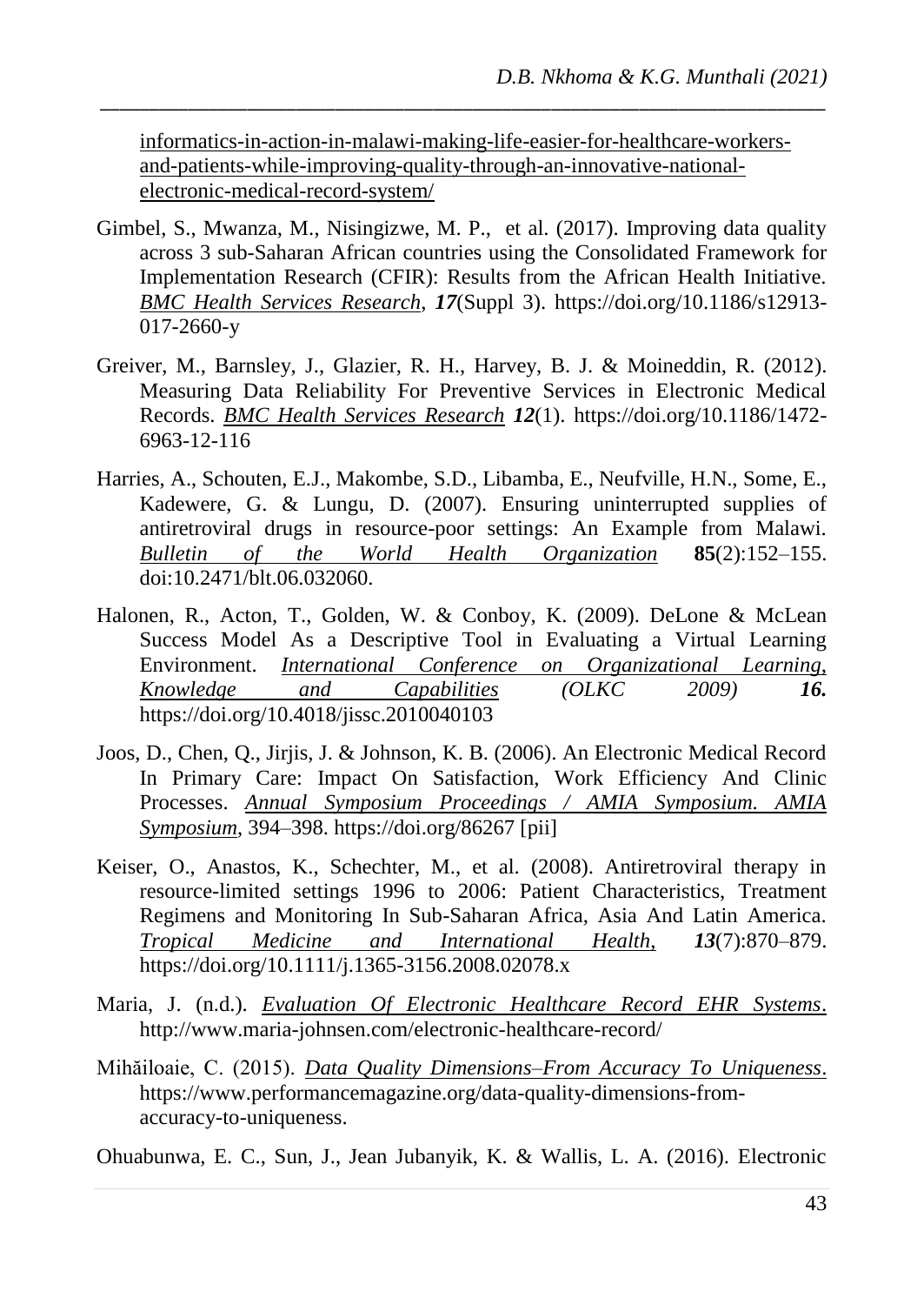informatics-in-action-in-malawi-making-life-easier-for-healthcare-workers-and-patients-while-improving-quality-through-an-innovative-national-electronic-medical-record-system/

Gimbel, S., Mwanza, M., Nisingizwe, M. P., et al. (2017). Improving data quality across 3 sub-Saharan African countries using the Consolidated Framework for Implementation Research (CFIR): Results from the African Health Initiative. *BMC Health Services Research*, ***17***(Suppl 3). https://doi.org/10.1186/s12913-017-2660-y

Greiver, M., Barnsley, J., Glazier, R. H., Harvey, B. J. & Moineddin, R. (2012). Measuring Data Reliability For Preventive Services in Electronic Medical Records. *BMC Health Services Research* ***12***(1). https://doi.org/10.1186/1472-6963-12-116

Harries, A., Schouten, E.J., Makombe, S.D., Libamba, E., Neufville, H.N., Some, E., Kadewere, G. & Lungu, D. (2007). Ensuring uninterrupted supplies of antiretroviral drugs in resource-poor settings: An Example from Malawi. *Bulletin of the World Health Organization* **85**(2):152–155. doi:10.2471/blt.06.032060.

Halonen, R., Acton, T., Golden, W. & Conboy, K. (2009). DeLone & McLean Success Model As a Descriptive Tool in Evaluating a Virtual Learning Environment. *International Conference on Organizational Learning, Knowledge and Capabilities (OLKC 2009)* ***16.*** https://doi.org/10.4018/jissc.2010040103

Joos, D., Chen, Q., Jirjis, J. & Johnson, K. B. (2006). An Electronic Medical Record In Primary Care: Impact On Satisfaction, Work Efficiency And Clinic Processes. *Annual Symposium Proceedings / AMIA Symposium. AMIA Symposium*, 394–398. https://doi.org/86267 [pii]

Keiser, O., Anastos, K., Schechter, M., et al. (2008). Antiretroviral therapy in resource-limited settings 1996 to 2006: Patient Characteristics, Treatment Regimens and Monitoring In Sub-Saharan Africa, Asia And Latin America. *Tropical Medicine and International Health,* ***13***(7):870–879. https://doi.org/10.1111/j.1365-3156.2008.02078.x

Maria, J. (n.d.). *Evaluation Of Electronic Healthcare Record EHR Systems*. http://www.maria-johnsen.com/electronic-healthcare-record/

Mihăiloaie, C. (2015). *Data Quality Dimensions–From Accuracy To Uniqueness*. https://www.performancemagazine.org/data-quality-dimensions-from-accuracy-to-uniqueness.

Ohuabunwa, E. C., Sun, J., Jean Jubanyik, K. & Wallis, L. A. (2016). Electronic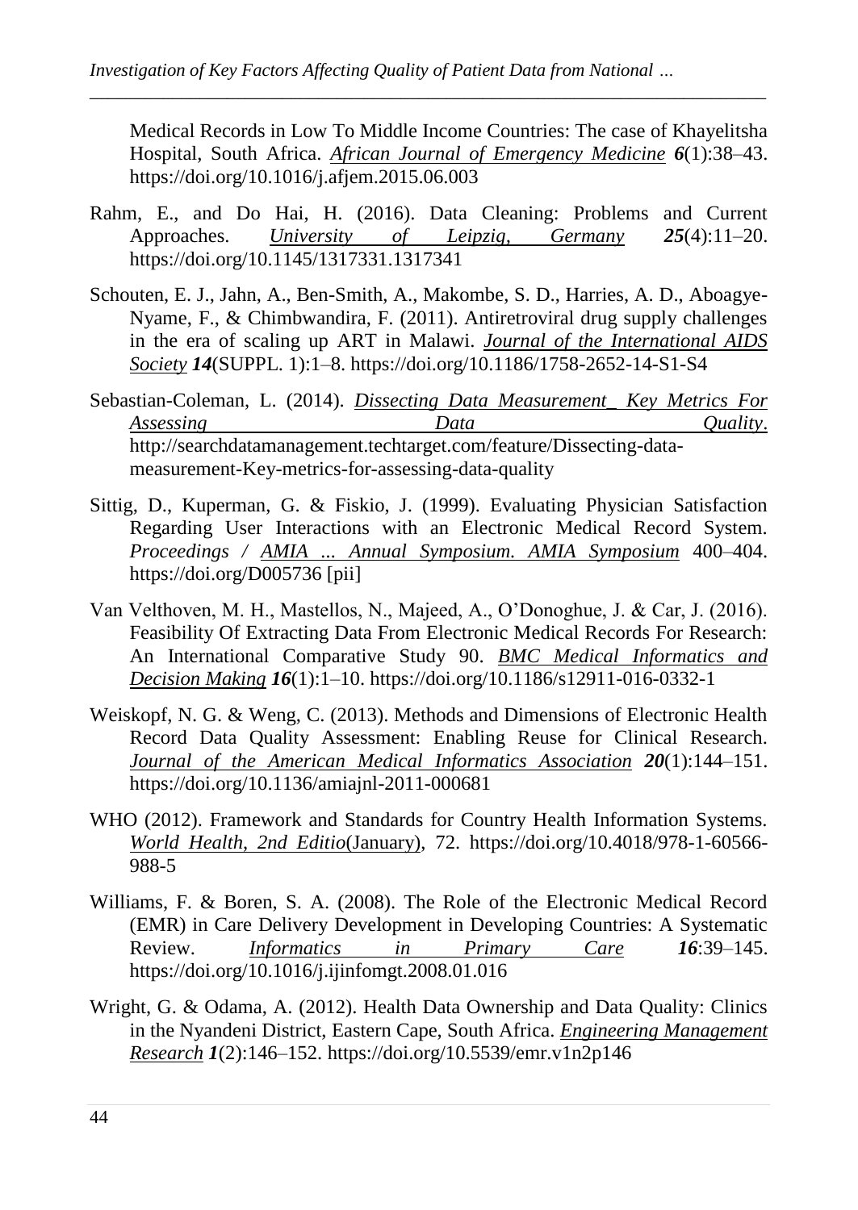Medical Records in Low To Middle Income Countries: The case of Khayelitsha Hospital, South Africa. *African Journal of Emergency Medicine* ***6***(1):38–43. https://doi.org/10.1016/j.afjem.2015.06.003

Rahm, E., and Do Hai, H. (2016). Data Cleaning: Problems and Current Approaches. *University of Leipzig, Germany* ***25***(4):11–20. https://doi.org/10.1145/1317331.1317341

Schouten, E. J., Jahn, A., Ben-Smith, A., Makombe, S. D., Harries, A. D., Aboagye-Nyame, F., & Chimbwandira, F. (2011). Antiretroviral drug supply challenges in the era of scaling up ART in Malawi. *Journal of the International AIDS Society* ***14***(SUPPL. 1):1–8. https://doi.org/10.1186/1758-2652-14-S1-S4

Sebastian-Coleman, L. (2014). *Dissecting Data Measurement_ Key Metrics For Assessing Data Quality*. http://searchdatamanagement.techtarget.com/feature/Dissecting-data-measurement-Key-metrics-for-assessing-data-quality

Sittig, D., Kuperman, G. & Fiskio, J. (1999). Evaluating Physician Satisfaction Regarding User Interactions with an Electronic Medical Record System. *Proceedings / AMIA ... Annual Symposium. AMIA Symposium* 400–404. https://doi.org/D005736 [pii]

Van Velthoven, M. H., Mastellos, N., Majeed, A., O'Donoghue, J. & Car, J. (2016). Feasibility Of Extracting Data From Electronic Medical Records For Research: An International Comparative Study 90. *BMC Medical Informatics and Decision Making* ***16***(1):1–10. https://doi.org/10.1186/s12911-016-0332-1

Weiskopf, N. G. & Weng, C. (2013). Methods and Dimensions of Electronic Health Record Data Quality Assessment: Enabling Reuse for Clinical Research. *Journal of the American Medical Informatics Association* ***20***(1):144–151. https://doi.org/10.1136/amiajnl-2011-000681

WHO (2012). Framework and Standards for Country Health Information Systems. *World Health, 2nd Editio*(January), 72. https://doi.org/10.4018/978-1-60566-988-5

Williams, F. & Boren, S. A. (2008). The Role of the Electronic Medical Record (EMR) in Care Delivery Development in Developing Countries: A Systematic Review. *Informatics in Primary Care* ***16***:39–145. https://doi.org/10.1016/j.ijinfomgt.2008.01.016

Wright, G. & Odama, A. (2012). Health Data Ownership and Data Quality: Clinics in the Nyandeni District, Eastern Cape, South Africa. *Engineering Management Research* ***1***(2):146–152. https://doi.org/10.5539/emr.v1n2p146